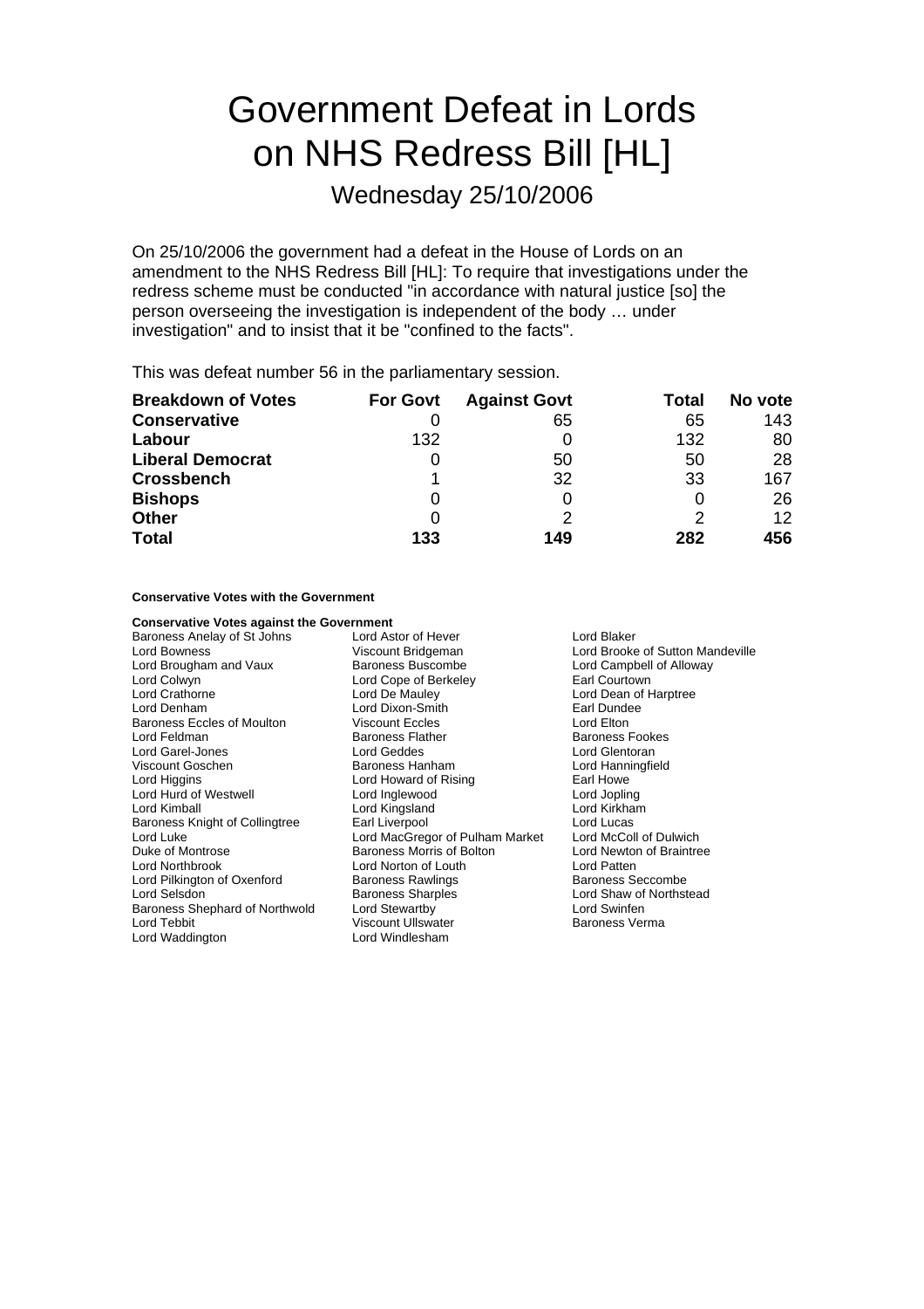# Government Defeat in Lords on NHS Redress Bill [HL]

## Wednesday 25/10/2006

On 25/10/2006 the government had a defeat in the House of Lords on an amendment to the NHS Redress Bill [HL]: To require that investigations under the redress scheme must be conducted "in accordance with natural justice [so] the person overseeing the investigation is independent of the body … under investigation" and to insist that it be "confined to the facts".

This was defeat number 56 in the parliamentary session.

| Breakdown of Votes | For Govt | Against Govt | Total | No vote |
|---|---|---|---|---|
| **Conservative** | 0 | 65 | 65 | 143 |
| **Labour** | 132 | 0 | 132 | 80 |
| **Liberal Democrat** | 0 | 50 | 50 | 28 |
| **Crossbench** | 1 | 32 | 33 | 167 |
| **Bishops** | 0 | 0 | 0 | 26 |
| **Other** | 0 | 2 | 2 | 12 |
| **Total** | 133 | 149 | 282 | 456 |

**Conservative Votes with the Government**

**Conservative Votes against the Government**

Baroness Anelay of St Johns
Lord Astor of Hever
Lord Blaker
Lord Bowness
Viscount Bridgeman
Lord Brooke of Sutton Mandeville
Lord Brougham and Vaux
Baroness Buscombe
Lord Campbell of Alloway
Lord Colwyn
Lord Cope of Berkeley
Earl Courtown
Lord Crathorne
Lord De Mauley
Lord Dean of Harptree
Lord Denham
Lord Dixon-Smith
Earl Dundee
Baroness Eccles of Moulton
Viscount Eccles
Lord Elton
Lord Feldman
Baroness Flather
Baroness Fookes
Lord Garel-Jones
Lord Geddes
Lord Glentoran
Viscount Goschen
Baroness Hanham
Lord Hanningfield
Lord Higgins
Lord Howard of Rising
Earl Howe
Lord Hurd of Westwell
Lord Inglewood
Lord Jopling
Lord Kimball
Lord Kingsland
Lord Kirkham
Baroness Knight of Collingtree
Earl Liverpool
Lord Lucas
Lord Luke
Lord MacGregor of Pulham Market
Lord McColl of Dulwich
Duke of Montrose
Baroness Morris of Bolton
Lord Newton of Braintree
Lord Northbrook
Lord Norton of Louth
Lord Patten
Lord Pilkington of Oxenford
Baroness Rawlings
Baroness Seccombe
Lord Selsdon
Baroness Sharples
Lord Shaw of Northstead
Baroness Shephard of Northwold
Lord Stewartby
Lord Swinfen
Lord Tebbit
Viscount Ullswater
Baroness Verma
Lord Waddington
Lord Windlesham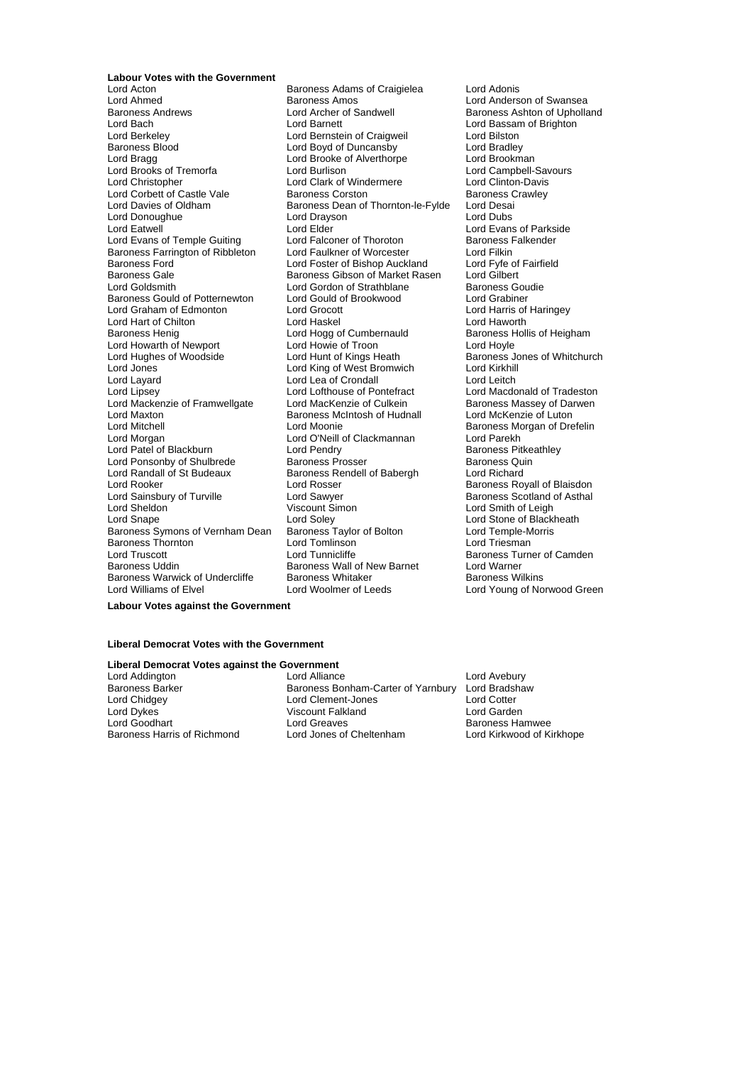**Labour Votes with the Government**

Lord Acton
Baroness Adams of Craigielea
Lord Adonis
Lord Ahmed
Baroness Amos
Lord Anderson of Swansea
Baroness Andrews
Lord Archer of Sandwell
Baroness Ashton of Upholland
Lord Bach
Lord Barnett
Lord Bassam of Brighton
Lord Berkeley
Lord Bernstein of Craigweil
Lord Bilston
Baroness Blood
Lord Boyd of Duncansby
Lord Bradley
Lord Bragg
Lord Brooke of Alverthorpe
Lord Brookman
Lord Brooks of Tremorfa
Lord Burlison
Lord Campbell-Savours
Lord Christopher
Lord Clark of Windermere
Lord Clinton-Davis
Lord Corbett of Castle Vale
Baroness Corston
Baroness Crawley
Lord Davies of Oldham
Baroness Dean of Thornton-le-Fylde
Lord Desai
Lord Donoughue
Lord Drayson
Lord Dubs
Lord Eatwell
Lord Elder
Lord Evans of Parkside
Lord Evans of Temple Guiting
Lord Falconer of Thoroton
Baroness Falkender
Baroness Farrington of Ribbleton
Lord Faulkner of Worcester
Lord Filkin
Baroness Ford
Lord Foster of Bishop Auckland
Lord Fyfe of Fairfield
Baroness Gale
Baroness Gibson of Market Rasen
Lord Gilbert
Lord Goldsmith
Lord Gordon of Strathblane
Baroness Goudie
Baroness Gould of Potternewton
Lord Gould of Brookwood
Lord Grabiner
Lord Graham of Edmonton
Lord Grocott
Lord Harris of Haringey
Lord Hart of Chilton
Lord Haskel
Lord Haworth
Baroness Henig
Lord Hogg of Cumbernauld
Baroness Hollis of Heigham
Lord Howarth of Newport
Lord Howie of Troon
Lord Hoyle
Lord Hughes of Woodside
Lord Hunt of Kings Heath
Baroness Jones of Whitchurch
Lord Jones
Lord King of West Bromwich
Lord Kirkhill
Lord Layard
Lord Lea of Crondall
Lord Leitch
Lord Lipsey
Lord Lofthouse of Pontefract
Lord Macdonald of Tradeston
Lord Mackenzie of Framwellgate
Lord MacKenzie of Culkein
Baroness Massey of Darwen
Lord Maxton
Baroness McIntosh of Hudnall
Lord McKenzie of Luton
Lord Mitchell
Lord Moonie
Baroness Morgan of Drefelin
Lord Morgan
Lord O'Neill of Clackmannan
Lord Parekh
Lord Patel of Blackburn
Lord Pendry
Baroness Pitkeathley
Lord Ponsonby of Shulbrede
Baroness Prosser
Baroness Quin
Lord Randall of St Budeaux
Baroness Rendell of Babergh
Lord Richard
Lord Rooker
Lord Rosser
Baroness Royall of Blaisdon
Lord Sainsbury of Turville
Lord Sawyer
Baroness Scotland of Asthal
Lord Sheldon
Viscount Simon
Lord Smith of Leigh
Lord Snape
Lord Soley
Lord Stone of Blackheath
Baroness Symons of Vernham Dean
Baroness Taylor of Bolton
Lord Temple-Morris
Baroness Thornton
Lord Tomlinson
Lord Triesman
Lord Truscott
Lord Tunnicliffe
Baroness Turner of Camden
Baroness Uddin
Baroness Wall of New Barnet
Lord Warner
Baroness Warwick of Undercliffe
Baroness Whitaker
Baroness Wilkins
Lord Williams of Elvel
Lord Woolmer of Leeds
Lord Young of Norwood Green

**Labour Votes against the Government**

**Liberal Democrat Votes with the Government**

**Liberal Democrat Votes against the Government**

Lord Addington
Lord Alliance
Lord Avebury
Baroness Barker
Baroness Bonham-Carter of Yarnbury
Lord Bradshaw
Lord Chidgey
Lord Clement-Jones
Lord Cotter
Lord Dykes
Viscount Falkland
Lord Garden
Lord Goodhart
Lord Greaves
Baroness Hamwee
Baroness Harris of Richmond
Lord Jones of Cheltenham
Lord Kirkwood of Kirkhope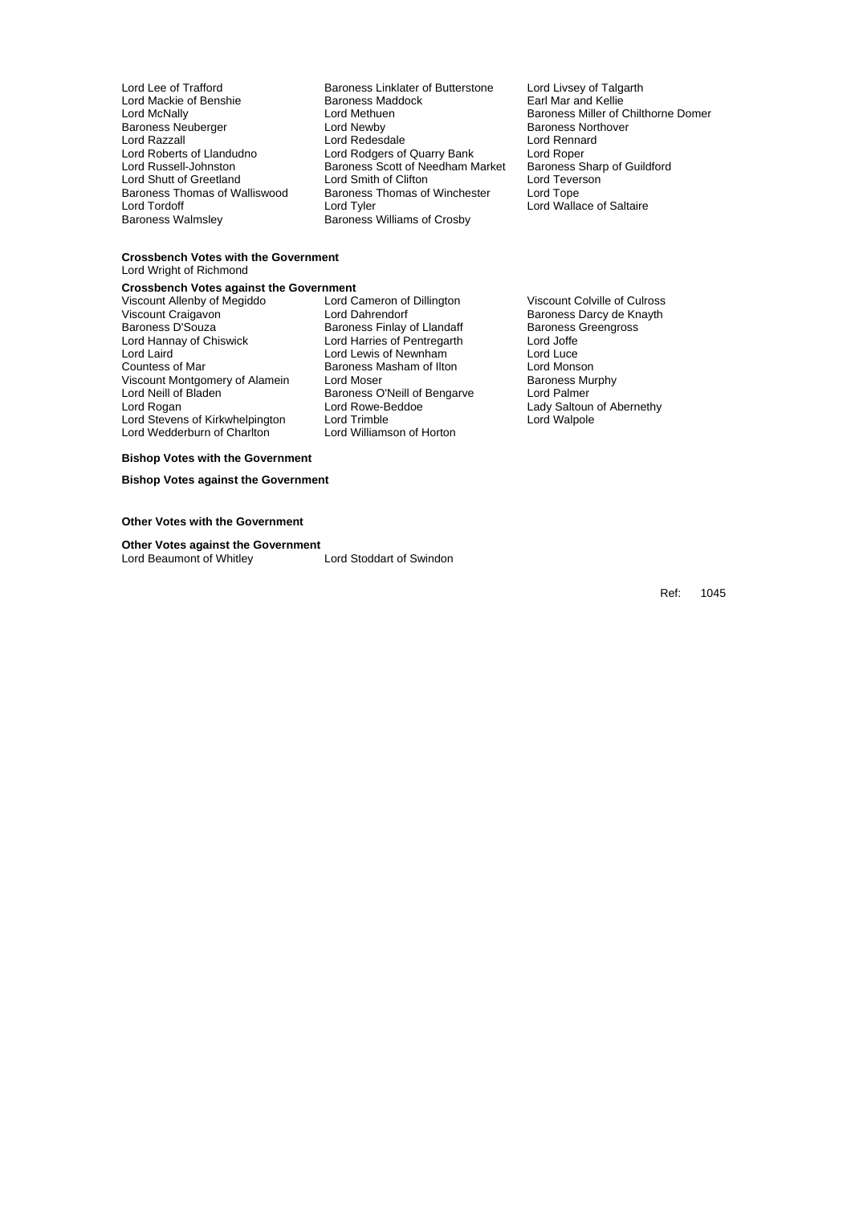Lord Lee of Trafford
Lord Mackie of Benshie
Lord McNally
Baroness Neuberger
Lord Razzall
Lord Roberts of Llandudno
Lord Russell-Johnston
Lord Shutt of Greetland
Baroness Thomas of Walliswood
Lord Tordoff
Baroness Walmsley
Baroness Linklater of Butterstone
Baroness Maddock
Lord Methuen
Lord Newby
Lord Redesdale
Lord Rodgers of Quarry Bank
Baroness Scott of Needham Market
Lord Smith of Clifton
Baroness Thomas of Winchester
Lord Tyler
Baroness Williams of Crosby
Lord Livsey of Talgarth
Earl Mar and Kellie
Baroness Miller of Chilthorne Domer
Baroness Northover
Lord Rennard
Lord Roper
Baroness Sharp of Guildford
Lord Teverson
Lord Tope
Lord Wallace of Saltaire

**Crossbench Votes with the Government**

Lord Wright of Richmond

**Crossbench Votes against the Government**

Viscount Allenby of Megiddo
Viscount Craigavon
Baroness D'Souza
Lord Hannay of Chiswick
Lord Laird
Countess of Mar
Viscount Montgomery of Alamein
Lord Neill of Bladen
Lord Rogan
Lord Stevens of Kirkwhelpington
Lord Wedderburn of Charlton
Lord Cameron of Dillington
Lord Dahrendorf
Baroness Finlay of Llandaff
Lord Harries of Pentregarth
Lord Lewis of Newnham
Baroness Masham of Ilton
Lord Moser
Baroness O'Neill of Bengarve
Lord Rowe-Beddoe
Lord Trimble
Lord Williamson of Horton
Viscount Colville of Culross
Baroness Darcy de Knayth
Baroness Greengross
Lord Joffe
Lord Luce
Lord Monson
Baroness Murphy
Lord Palmer
Lady Saltoun of Abernethy
Lord Walpole

**Bishop Votes with the Government**

**Bishop Votes against the Government**

**Other Votes with the Government**

**Other Votes against the Government**

Lord Beaumont of Whitley
Lord Stoddart of Swindon

Ref: 1045